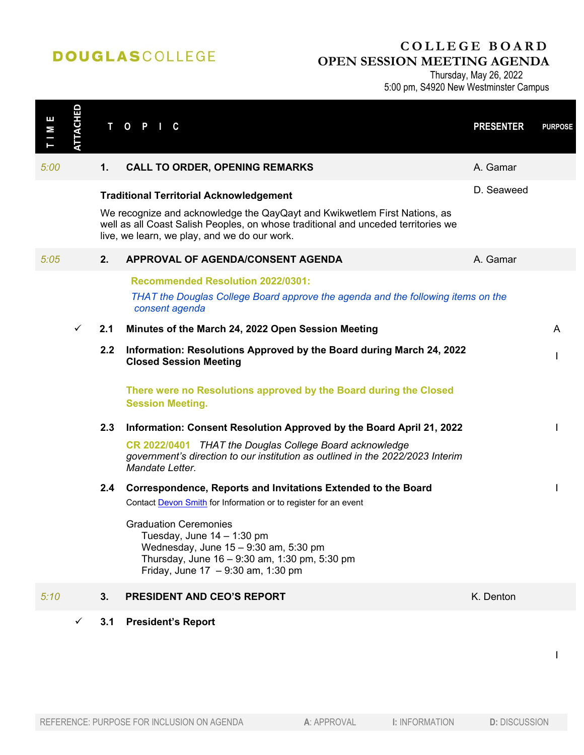**DOUGLAS**COLLEGE

# COLLEGE BOARD
# OPEN SESSION MEETING AGENDA

Thursday, May 26, 2022
5:00 pm, S4920 New Westminster Campus

| TIME | ATTACHED | TOPIC | PRESENTER | PURPOSE |
|---|---|---|---|---|
| 5:00 | | **1. CALL TO ORDER, OPENING REMARKS** | A. Gamar | |
| | | **Traditional Territorial Acknowledgement**<br>We recognize and acknowledge the QayQayt and Kwikwetlem First Nations, as well as all Coast Salish Peoples, on whose traditional and unceded territories we live, we learn, we play, and we do our work. | D. Seaweed | |
| 5:05 | | **2. APPROVAL OF AGENDA/CONSENT AGENDA** | A. Gamar | |
| | | **Recommended Resolution 2022/0301:**<br>*THAT the Douglas College Board approve the agenda and the following items on the consent agenda* | | |
| | ✓ | **2.1 Minutes of the March 24, 2022 Open Session Meeting** | | A |
| | | **2.2 Information: Resolutions Approved by the Board during March 24, 2022 Closed Session Meeting**<br>**There were no Resolutions approved by the Board during the Closed Session Meeting.** | | I |
| | | **2.3 Information: Consent Resolution Approved by the Board April 21, 2022**<br>**CR 2022/0401** *THAT the Douglas College Board acknowledge government's direction to our institution as outlined in the 2022/2023 Interim Mandate Letter.* | | I |
| | | **2.4 Correspondence, Reports and Invitations Extended to the Board**<br>Contact Devon Smith for Information or to register for an event<br><br>Graduation Ceremonies<br>Tuesday, June 14 – 1:30 pm<br>Wednesday, June 15 – 9:30 am, 5:30 pm<br>Thursday, June 16 – 9:30 am, 1:30 pm, 5:30 pm<br>Friday, June 17 – 9:30 am, 1:30 pm | | I |
| 5:10 | | **3. PRESIDENT AND CEO'S REPORT** | K. Denton | |
| | ✓ | **3.1 President's Report** | | I |

REFERENCE: PURPOSE FOR INCLUSION ON AGENDA — **A**: APPROVAL — **I:** INFORMATION — **D:** DISCUSSION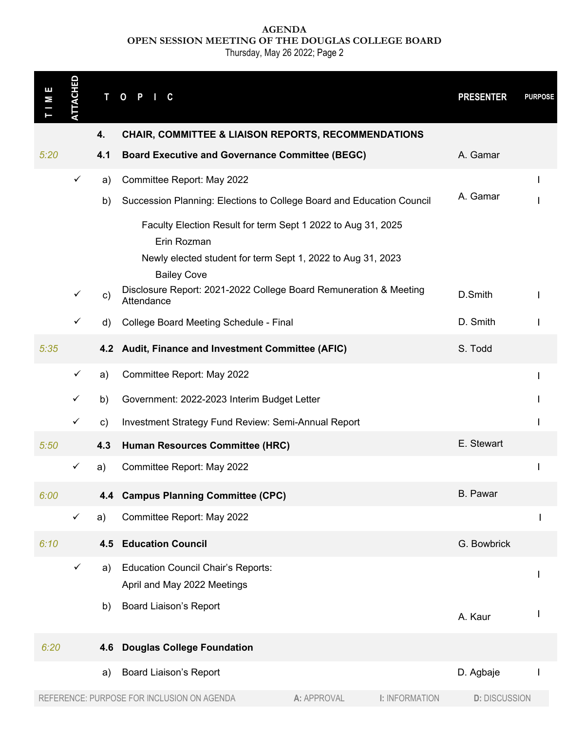**AGENDA**
**OPEN SESSION MEETING OF THE DOUGLAS COLLEGE BOARD**
Thursday, May 26 2022; Page 2

| TIME | ATTACHED | | TOPIC | PRESENTER | PURPOSE |
|---|---|---|---|---|---|
| | | **4.** | **CHAIR, COMMITTEE & LIAISON REPORTS, RECOMMENDATIONS** | | |
| 5:20 | | **4.1** | **Board Executive and Governance Committee (BEGC)** | A. Gamar | |
| | ✓ | a) | Committee Report: May 2022 | | I |
| | | b) | Succession Planning: Elections to College Board and Education Council<br>Faculty Election Result for term Sept 1 2022 to Aug 31, 2025<br>Erin Rozman<br>Newly elected student for term Sept 1, 2022 to Aug 31, 2023<br>Bailey Cove | A. Gamar | I |
| | ✓ | c) | Disclosure Report: 2021-2022 College Board Remuneration & Meeting Attendance | D.Smith | I |
| | ✓ | d) | College Board Meeting Schedule - Final | D. Smith | I |
| 5:35 | | **4.2** | **Audit, Finance and Investment Committee (AFIC)** | S. Todd | |
| | ✓ | a) | Committee Report: May 2022 | | I |
| | ✓ | b) | Government: 2022-2023 Interim Budget Letter | | I |
| | ✓ | c) | Investment Strategy Fund Review: Semi-Annual Report | | I |
| 5:50 | | **4.3** | **Human Resources Committee (HRC)** | E. Stewart | |
| | ✓ | a) | Committee Report: May 2022 | | I |
| 6:00 | | **4.4** | **Campus Planning Committee (CPC)** | B. Pawar | |
| | ✓ | a) | Committee Report: May 2022 | | I |
| 6:10 | | **4.5** | **Education Council** | G. Bowbrick | |
| | ✓ | a) | Education Council Chair's Reports:<br>April and May 2022 Meetings | | I |
| | | b) | Board Liaison's Report | A. Kaur | I |
| 6:20 | | **4.6** | **Douglas College Foundation** | | |
| | | a) | Board Liaison's Report | D. Agbaje | I |

REFERENCE: PURPOSE FOR INCLUSION ON AGENDA — **A:** APPROVAL — **I:** INFORMATION — **D:** DISCUSSION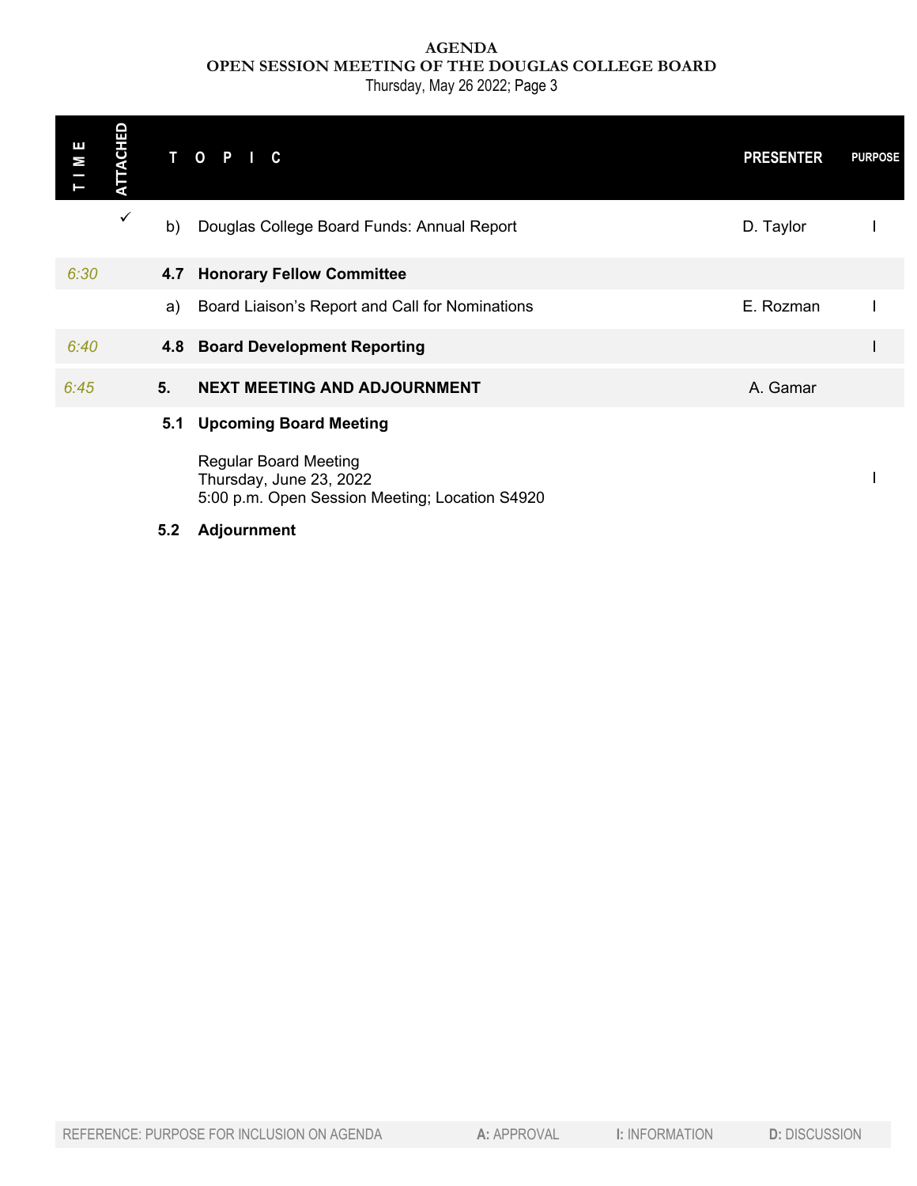**AGENDA**
**OPEN SESSION MEETING OF THE DOUGLAS COLLEGE BOARD**
Thursday, May 26 2022; Page 3

| TIME | ATTACHED | | TOPIC | PRESENTER | PURPOSE |
|---|---|---|---|---|---|
| | ✓ | b) | Douglas College Board Funds: Annual Report | D. Taylor | I |
| *6:30* | | **4.7** | **Honorary Fellow Committee** | | |
| | | a) | Board Liaison's Report and Call for Nominations | E. Rozman | I |
| *6:40* | | **4.8** | **Board Development Reporting** | | I |
| *6:45* | | **5.** | **NEXT MEETING AND ADJOURNMENT** | A. Gamar | |
| | | **5.1** | **Upcoming Board Meeting** | | |
| | | | Regular Board Meeting<br>Thursday, June 23, 2022<br>5:00 p.m. Open Session Meeting; Location S4920 | | I |
| | | **5.2** | **Adjournment** | | |

REFERENCE: PURPOSE FOR INCLUSION ON AGENDA **A:** APPROVAL **I:** INFORMATION **D:** DISCUSSION